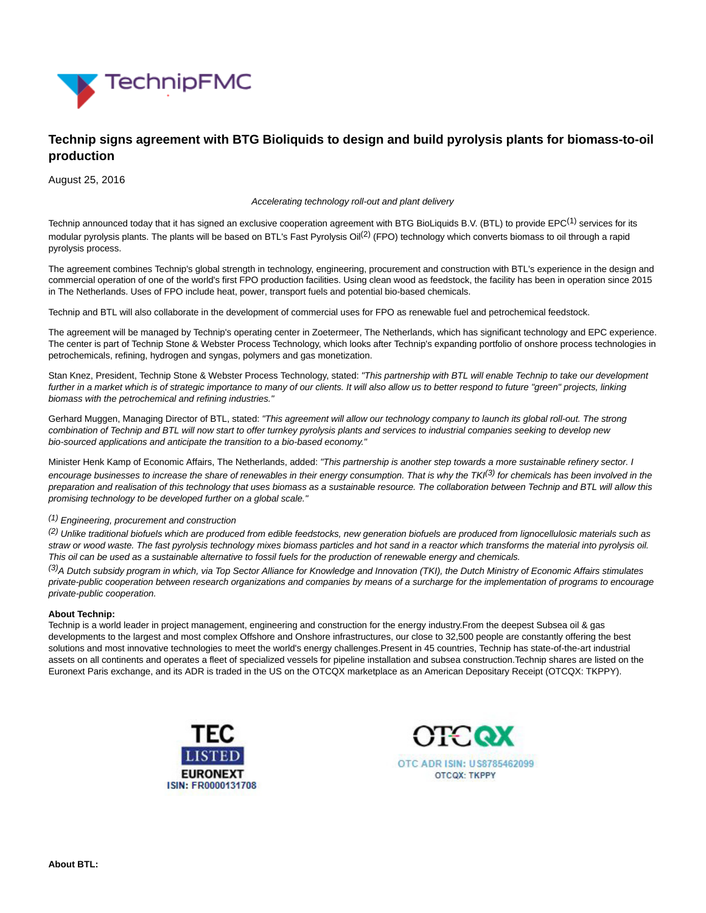# Technip signs agreement with BTG Bioliquids to design and build pyrolysis plants for biomass-to-oil production

August 25, 2016

*Accelerating technology roll-out and plant delivery*

Technip announced today that it has signed an exclusive cooperation agreement with BTG BioLiquids B.V. (BTL) to provide EPC[(1)] services for its modular pyrolysis plants. The plants will be based on BTL's Fast Pyrolysis Oil[(2)] (FPO) technology which converts biomass to oil through a rapid pyrolysis process.

The agreement combines Technip's global strength in technology, engineering, procurement and construction with BTL's experience in the design and commercial operation of one of the world's first FPO production facilities. Using clean wood as feedstock, the facility has been in operation since 2015 in The Netherlands. Uses of FPO include heat, power, transport fuels and potential bio-based chemicals.

Technip and BTL will also collaborate in the development of commercial uses for FPO as renewable fuel and petrochemical feedstock.

The agreement will be managed by Technip's operating center in Zoetermeer, The Netherlands, which has significant technology and EPC experience. The center is part of Technip Stone & Webster Process Technology, which looks after Technip's expanding portfolio of onshore process technologies in petrochemicals, refining, hydrogen and syngas, polymers and gas monetization.

Stan Knez, President, Technip Stone & Webster Process Technology, stated: *"This partnership with BTL will enable Technip to take our development further in a market which is of strategic importance to many of our clients. It will also allow us to better respond to future "green" projects, linking biomass with the petrochemical and refining industries."*

Gerhard Muggen, Managing Director of BTL, stated: *"This agreement will allow our technology company to launch its global roll-out. The strong combination of Technip and BTL will now start to offer turnkey pyrolysis plants and services to industrial companies seeking to develop new bio-sourced applications and anticipate the transition to a bio-based economy."*

Minister Henk Kamp of Economic Affairs, The Netherlands, added: *"This partnership is another step towards a more sustainable refinery sector. I encourage businesses to increase the share of renewables in their energy consumption. That is why the TKI[(3)] for chemicals has been involved in the preparation and realisation of this technology that uses biomass as a sustainable resource. The collaboration between Technip and BTL will allow this promising technology to be developed further on a global scale."*

[(1)] *Engineering, procurement and construction*

[(2)] *Unlike traditional biofuels which are produced from edible feedstocks, new generation biofuels are produced from lignocellulosic materials such as straw or wood waste. The fast pyrolysis technology mixes biomass particles and hot sand in a reactor which transforms the material into pyrolysis oil. This oil can be used as a sustainable alternative to fossil fuels for the production of renewable energy and chemicals.*

[(3)] *A Dutch subsidy program in which, via Top Sector Alliance for Knowledge and Innovation (TKI), the Dutch Ministry of Economic Affairs stimulates private-public cooperation between research organizations and companies by means of a surcharge for the implementation of programs to encourage private-public cooperation.*

**About Technip:**
Technip is a world leader in project management, engineering and construction for the energy industry.From the deepest Subsea oil & gas developments to the largest and most complex Offshore and Onshore infrastructures, our close to 32,500 people are constantly offering the best solutions and most innovative technologies to meet the world's energy challenges.Present in 45 countries, Technip has state-of-the-art industrial assets on all continents and operates a fleet of specialized vessels for pipeline installation and subsea construction.Technip shares are listed on the Euronext Paris exchange, and its ADR is traded in the US on the OTCQX marketplace as an American Depositary Receipt (OTCQX: TKPPY).

TEC LISTED EURONEXT ISIN: FR0000131708

OTCQX OTC ADR ISIN: US8785462099 OTCQX: TKPPY

**About BTL:**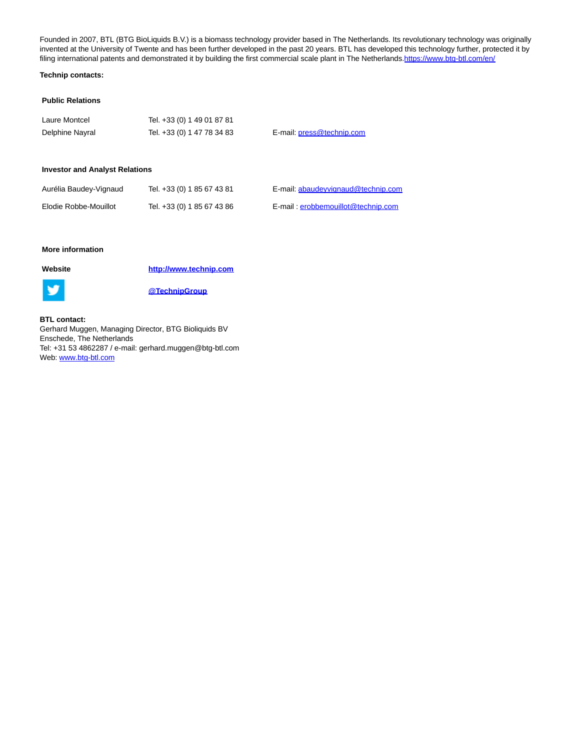Founded in 2007, BTL (BTG BioLiquids B.V.) is a biomass technology provider based in The Netherlands. Its revolutionary technology was originally invented at the University of Twente and has been further developed in the past 20 years. BTL has developed this technology further, protected it by filing international patents and demonstrated it by building the first commercial scale plant in The Netherlands.https://www.btg-btl.com/en/

**Technip contacts:**

**Public Relations**

| | | |
|---|---|---|
| Laure Montcel | Tel. +33 (0) 1 49 01 87 81 | |
| Delphine Nayral | Tel. +33 (0) 1 47 78 34 83 | E-mail: press@technip.com |

**Investor and Analyst Relations**

| | | |
|---|---|---|
| Aurélia Baudey-Vignaud | Tel. +33 (0) 1 85 67 43 81 | E-mail: abaudeyvignaud@technip.com |
| Elodie Robbe-Mouillot | Tel. +33 (0) 1 85 67 43 86 | E-mail : erobbemouillot@technip.com |

**More information**

| | |
|---|---|
| **Website** | **http://www.technip.com** |
| | **@TechnipGroup** |

**BTL contact:**
Gerhard Muggen, Managing Director, BTG Bioliquids BV
Enschede, The Netherlands
Tel: +31 53 4862287 / e-mail: gerhard.muggen@btg-btl.com
Web: www.btg-btl.com